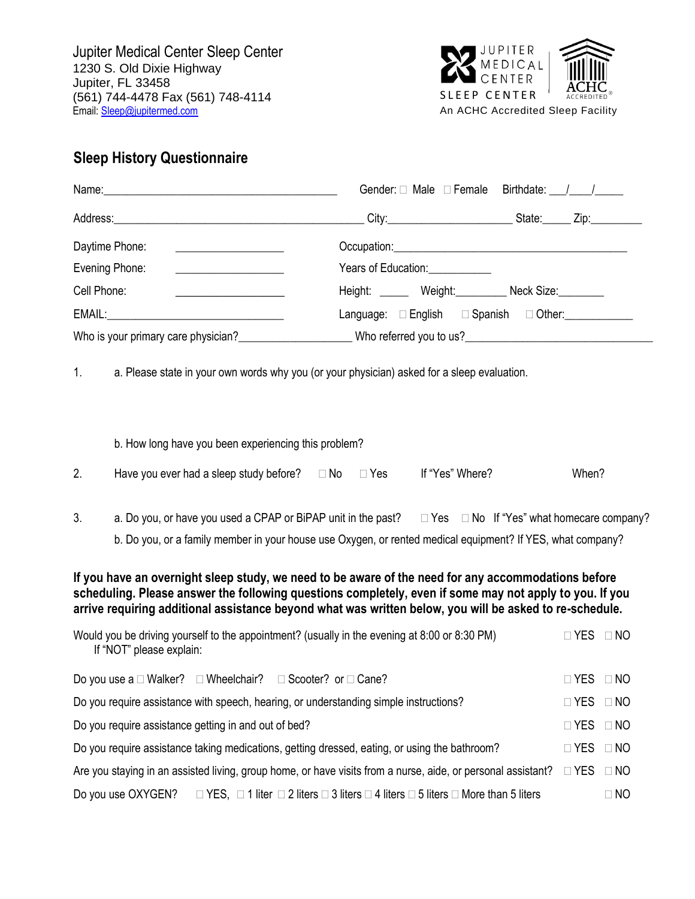Jupiter Medical Center Sleep Center
1230 S. Old Dixie Highway
Jupiter, FL 33458
(561) 744-4478 Fax (561) 748-4114
Email: Sleep@jupitermed.com

JUPITER MEDICAL CENTER
SLEEP CENTER
ACHC ACCREDITED®
An ACHC Accredited Sleep Facility

## Sleep History Questionnaire

Name:________________________________________ Gender: ☐ Male ☐ Female Birthdate: ___/___/_____

Address:____________________________________________ City:_____________________ State:_____ Zip:_________

Daytime Phone: ___________________ Occupation:_________________________________________

Evening Phone: ___________________ Years of Education:__________

Cell Phone: ___________________ Height: _____ Weight:________ Neck Size:________

EMAIL:______________________________ Language: ☐ English ☐ Spanish ☐ Other:____________

Who is your primary care physician?___________________ Who referred you to us?________________________________

1. a. Please state in your own words why you (or your physician) asked for a sleep evaluation.

   b. How long have you been experiencing this problem?

2. Have you ever had a sleep study before? ☐ No ☐ Yes If "Yes" Where? When?

3. a. Do you, or have you used a CPAP or BiPAP unit in the past? ☐ Yes ☐ No If "Yes" what homecare company?

   b. Do you, or a family member in your house use Oxygen, or rented medical equipment? If YES, what company?

**If you have an overnight sleep study, we need to be aware of the need for any accommodations before scheduling. Please answer the following questions completely, even if some may not apply to you. If you arrive requiring additional assistance beyond what was written below, you will be asked to re-schedule.**

Would you be driving yourself to the appointment? (usually in the evening at 8:00 or 8:30 PM) ☐ YES ☐ NO
If "NOT" please explain:

Do you use a ☐ Walker? ☐ Wheelchair? ☐ Scooter? or ☐ Cane? ☐ YES ☐ NO

Do you require assistance with speech, hearing, or understanding simple instructions? ☐ YES ☐ NO

Do you require assistance getting in and out of bed? ☐ YES ☐ NO

Do you require assistance taking medications, getting dressed, eating, or using the bathroom? ☐ YES ☐ NO

Are you staying in an assisted living, group home, or have visits from a nurse, aide, or personal assistant? ☐ YES ☐ NO

Do you use OXYGEN? ☐ YES, ☐ 1 liter ☐ 2 liters ☐ 3 liters ☐ 4 liters ☐ 5 liters ☐ More than 5 liters ☐ NO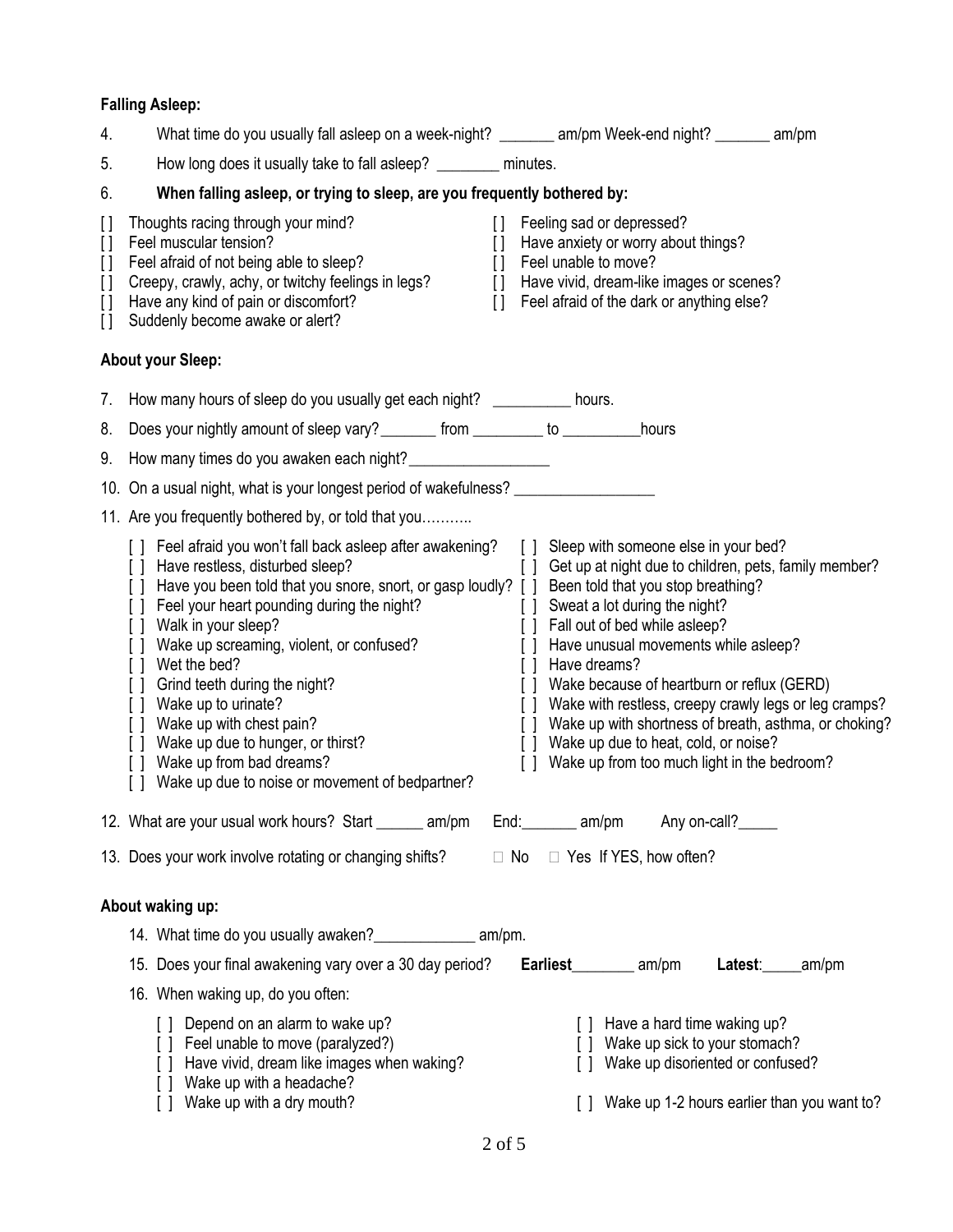**Falling Asleep:**

4. What time do you usually fall asleep on a week-night? _______ am/pm Week-end night? _______ am/pm

5. How long does it usually take to fall asleep? ________ minutes.

6. **When falling asleep, or trying to sleep, are you frequently bothered by:**

[ ] Thoughts racing through your mind?
[ ] Feel muscular tension?
[ ] Feel afraid of not being able to sleep?
[ ] Creepy, crawly, achy, or twitchy feelings in legs?
[ ] Have any kind of pain or discomfort?
[ ] Suddenly become awake or alert?
[ ] Feeling sad or depressed?
[ ] Have anxiety or worry about things?
[ ] Feel unable to move?
[ ] Have vivid, dream-like images or scenes?
[ ] Feel afraid of the dark or anything else?

**About your Sleep:**

7. How many hours of sleep do you usually get each night? __________ hours.

8. Does your nightly amount of sleep vary? _______ from _________ to __________hours

9. How many times do you awaken each night? _________________

10. On a usual night, what is your longest period of wakefulness? _________________

11. Are you frequently bothered by, or told that you………..

[ ] Feel afraid you won't fall back asleep after awakening?
[ ] Have restless, disturbed sleep?
[ ] Have you been told that you snore, snort, or gasp loudly?
[ ] Feel your heart pounding during the night?
[ ] Walk in your sleep?
[ ] Wake up screaming, violent, or confused?
[ ] Wet the bed?
[ ] Grind teeth during the night?
[ ] Wake up to urinate?
[ ] Wake up with chest pain?
[ ] Wake up due to hunger, or thirst?
[ ] Wake up from bad dreams?
[ ] Wake up due to noise or movement of bedpartner?
[ ] Sleep with someone else in your bed?
[ ] Get up at night due to children, pets, family member?
[ ] Been told that you stop breathing?
[ ] Sweat a lot during the night?
[ ] Fall out of bed while asleep?
[ ] Have unusual movements while asleep?
[ ] Have dreams?
[ ] Wake because of heartburn or reflux (GERD)
[ ] Wake with restless, creepy crawly legs or leg cramps?
[ ] Wake up with shortness of breath, asthma, or choking?
[ ] Wake up due to heat, cold, or noise?
[ ] Wake up from too much light in the bedroom?

12. What are your usual work hours? Start ______ am/pm End:_______ am/pm Any on-call?_____

13. Does your work involve rotating or changing shifts? □ No □ Yes If YES, how often?

**About waking up:**

14. What time do you usually awaken?_____________ am/pm.

15. Does your final awakening vary over a 30 day period? **Earliest**________ am/pm **Latest**:_____am/pm

16. When waking up, do you often:

[ ] Depend on an alarm to wake up?
[ ] Feel unable to move (paralyzed?)
[ ] Have vivid, dream like images when waking?
[ ] Wake up with a headache?
[ ] Wake up with a dry mouth?
[ ] Have a hard time waking up?
[ ] Wake up sick to your stomach?
[ ] Wake up disoriented or confused?
[ ] Wake up 1-2 hours earlier than you want to?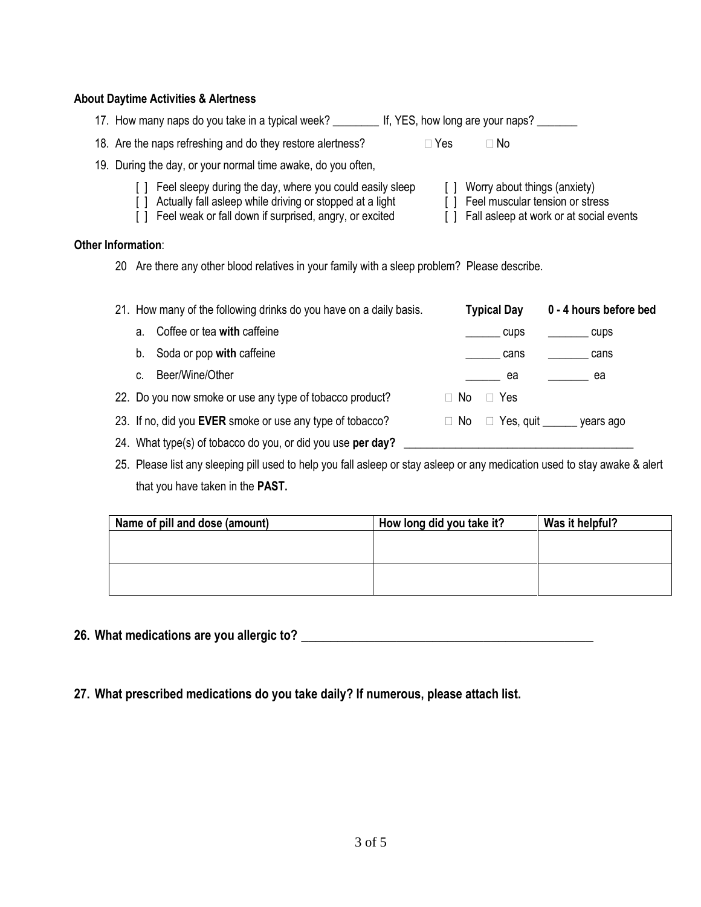**About Daytime Activities & Alertness**

17. How many naps do you take in a typical week? ________ If, YES, how long are your naps? _______
18. Are the naps refreshing and do they restore alertness? ☐ Yes ☐ No
19. During the day, or your normal time awake, do you often,
    - [ ] Feel sleepy during the day, where you could easily sleep
    - [ ] Actually fall asleep while driving or stopped at a light
    - [ ] Feel weak or fall down if surprised, angry, or excited
    - [ ] Worry about things (anxiety)
    - [ ] Feel muscular tension or stress
    - [ ] Fall asleep at work or at social events

**Other Information**:

20 Are there any other blood relatives in your family with a sleep problem? Please describe.

21. How many of the following drinks do you have on a daily basis.

| | **Typical Day** | **0 - 4 hours before bed** |
|---|---|---|
| a. Coffee or tea **with** caffeine | ______ cups | _______ cups |
| b. Soda or pop **with** caffeine | ______ cans | _______ cans |
| c. Beer/Wine/Other | ______ ea | _______ ea |

22. Do you now smoke or use any type of tobacco product? ☐ No ☐ Yes
23. If no, did you **EVER** smoke or use any type of tobacco? ☐ No ☐ Yes, quit ______ years ago
24. What type(s) of tobacco do you, or did you use **per day?** ________________________________________
25. Please list any sleeping pill used to help you fall asleep or stay asleep or any medication used to stay awake & alert that you have taken in the **PAST.**

| Name of pill and dose (amount) | How long did you take it? | Was it helpful? |
|---|---|---|
| | | |
| | | |

**26. What medications are you allergic to?** ________________________________________________

**27. What prescribed medications do you take daily? If numerous, please attach list.**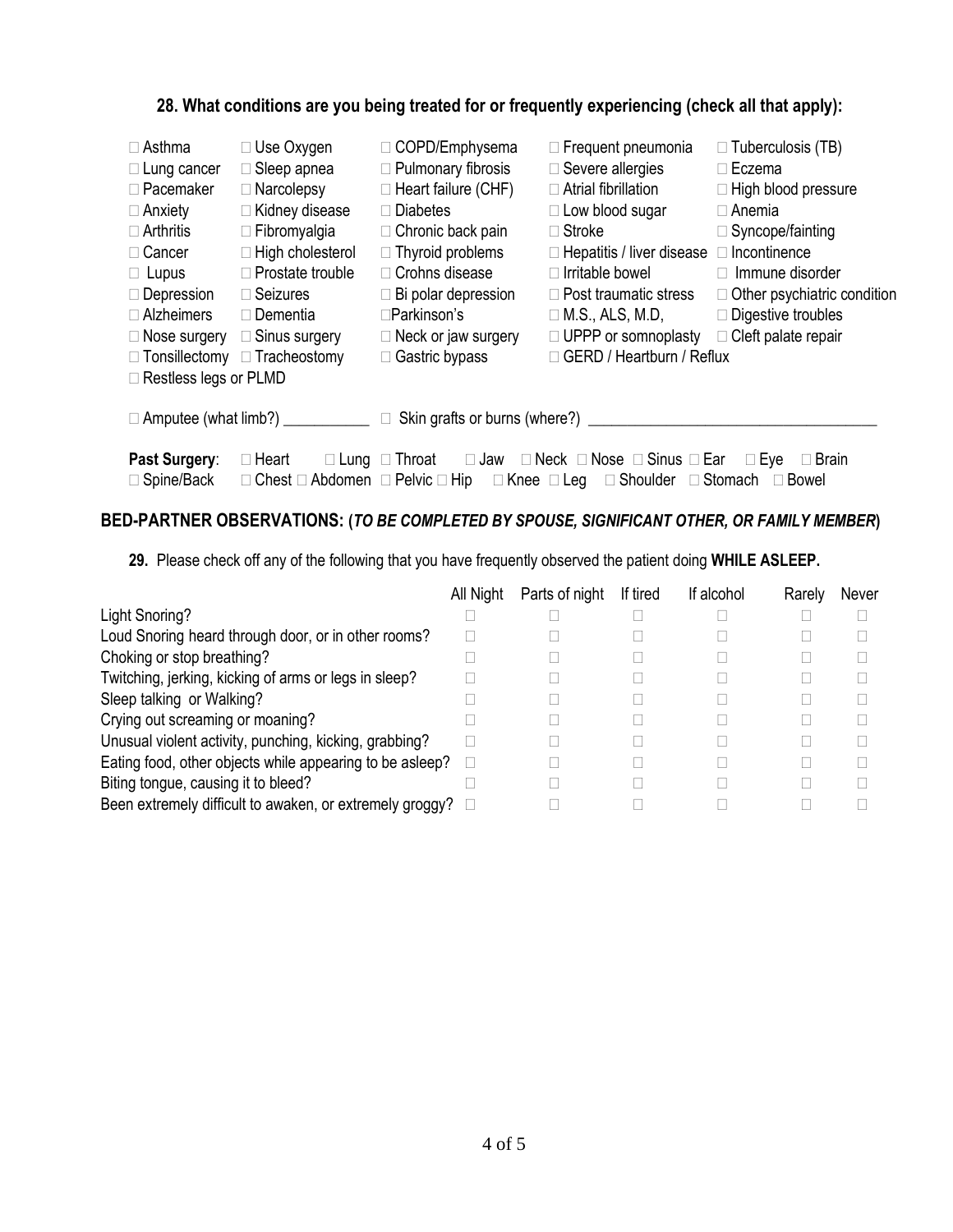### 28. What conditions are you being treated for or frequently experiencing (check all that apply):

| | | | | |
|---|---|---|---|---|
| ☐ Asthma | ☐ Use Oxygen | ☐ COPD/Emphysema | ☐ Frequent pneumonia | ☐ Tuberculosis (TB) |
| ☐ Lung cancer | ☐ Sleep apnea | ☐ Pulmonary fibrosis | ☐ Severe allergies | ☐ Eczema |
| ☐ Pacemaker | ☐ Narcolepsy | ☐ Heart failure (CHF) | ☐ Atrial fibrillation | ☐ High blood pressure |
| ☐ Anxiety | ☐ Kidney disease | ☐ Diabetes | ☐ Low blood sugar | ☐ Anemia |
| ☐ Arthritis | ☐ Fibromyalgia | ☐ Chronic back pain | ☐ Stroke | ☐ Syncope/fainting |
| ☐ Cancer | ☐ High cholesterol | ☐ Thyroid problems | ☐ Hepatitis / liver disease | ☐ Incontinence |
| ☐ Lupus | ☐ Prostate trouble | ☐ Crohns disease | ☐ Irritable bowel | ☐ Immune disorder |
| ☐ Depression | ☐ Seizures | ☐ Bi polar depression | ☐ Post traumatic stress | ☐ Other psychiatric condition |
| ☐ Alzheimers | ☐ Dementia | ☐ Parkinson's | ☐ M.S., ALS, M.D, | ☐ Digestive troubles |
| ☐ Nose surgery | ☐ Sinus surgery | ☐ Neck or jaw surgery | ☐ UPPP or somnoplasty | ☐ Cleft palate repair |
| ☐ Tonsillectomy | ☐ Tracheostomy | ☐ Gastric bypass | ☐ GERD / Heartburn / Reflux | |
| ☐ Restless legs or PLMD | | | | |

☐ Amputee (what limb?) ___________ ☐ Skin grafts or burns (where?) _____________________________________

**Past Surgery**: ☐ Heart ☐ Lung ☐ Throat ☐ Jaw ☐ Neck ☐ Nose ☐ Sinus ☐ Ear ☐ Eye ☐ Brain
☐ Spine/Back ☐ Chest ☐ Abdomen ☐ Pelvic ☐ Hip ☐ Knee ☐ Leg ☐ Shoulder ☐ Stomach ☐ Bowel

## BED-PARTNER OBSERVATIONS: (*TO BE COMPLETED BY SPOUSE, SIGNIFICANT OTHER, OR FAMILY MEMBER*)

**29.** Please check off any of the following that you have frequently observed the patient doing **WHILE ASLEEP.**

| | All Night | Parts of night | If tired | If alcohol | Rarely | Never |
|---|---|---|---|---|---|---|
| Light Snoring? | ☐ | ☐ | ☐ | ☐ | ☐ | ☐ |
| Loud Snoring heard through door, or in other rooms? | ☐ | ☐ | ☐ | ☐ | ☐ | ☐ |
| Choking or stop breathing? | ☐ | ☐ | ☐ | ☐ | ☐ | ☐ |
| Twitching, jerking, kicking of arms or legs in sleep? | ☐ | ☐ | ☐ | ☐ | ☐ | ☐ |
| Sleep talking or Walking? | ☐ | ☐ | ☐ | ☐ | ☐ | ☐ |
| Crying out screaming or moaning? | ☐ | ☐ | ☐ | ☐ | ☐ | ☐ |
| Unusual violent activity, punching, kicking, grabbing? | ☐ | ☐ | ☐ | ☐ | ☐ | ☐ |
| Eating food, other objects while appearing to be asleep? | ☐ | ☐ | ☐ | ☐ | ☐ | ☐ |
| Biting tongue, causing it to bleed? | ☐ | ☐ | ☐ | ☐ | ☐ | ☐ |
| Been extremely difficult to awaken, or extremely groggy? | ☐ | ☐ | ☐ | ☐ | ☐ | ☐ |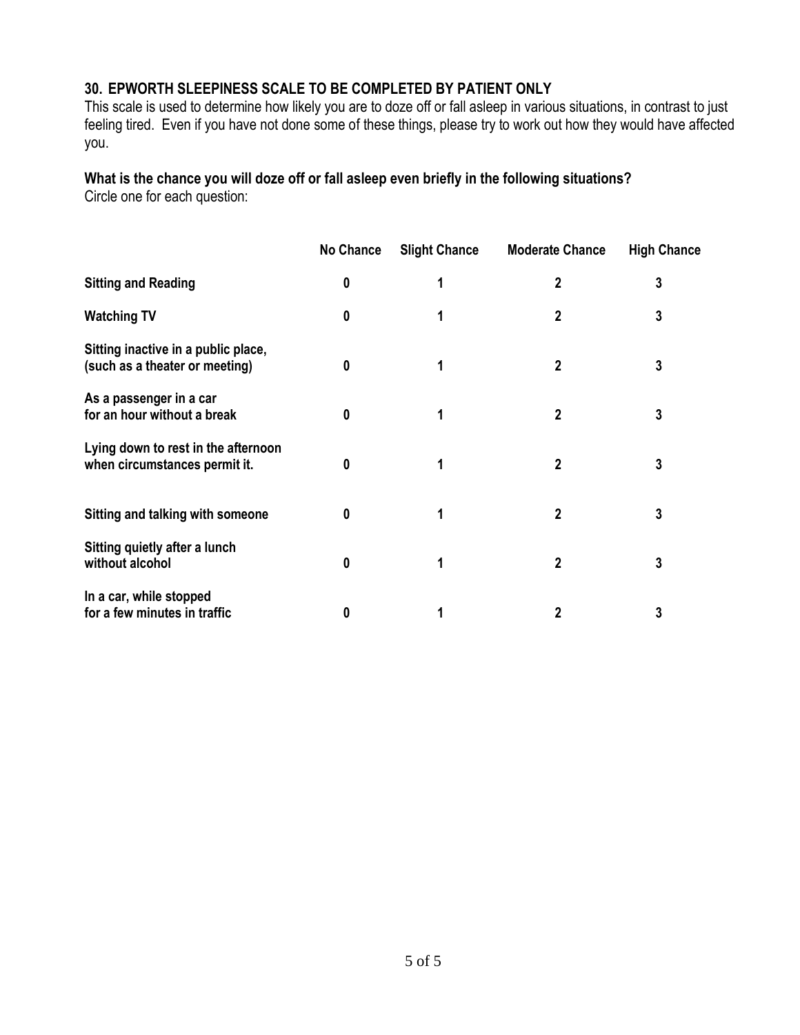## 30. EPWORTH SLEEPINESS SCALE TO BE COMPLETED BY PATIENT ONLY

This scale is used to determine how likely you are to doze off or fall asleep in various situations, in contrast to just feeling tired. Even if you have not done some of these things, please try to work out how they would have affected you.

**What is the chance you will doze off or fall asleep even briefly in the following situations?**
Circle one for each question:

| | No Chance | Slight Chance | Moderate Chance | High Chance |
|---|---|---|---|---|
| **Sitting and Reading** | 0 | 1 | 2 | 3 |
| **Watching TV** | 0 | 1 | 2 | 3 |
| **Sitting inactive in a public place, (such as a theater or meeting)** | 0 | 1 | 2 | 3 |
| **As a passenger in a car for an hour without a break** | 0 | 1 | 2 | 3 |
| **Lying down to rest in the afternoon when circumstances permit it.** | 0 | 1 | 2 | 3 |
| **Sitting and talking with someone** | 0 | 1 | 2 | 3 |
| **Sitting quietly after a lunch without alcohol** | 0 | 1 | 2 | 3 |
| **In a car, while stopped for a few minutes in traffic** | 0 | 1 | 2 | 3 |